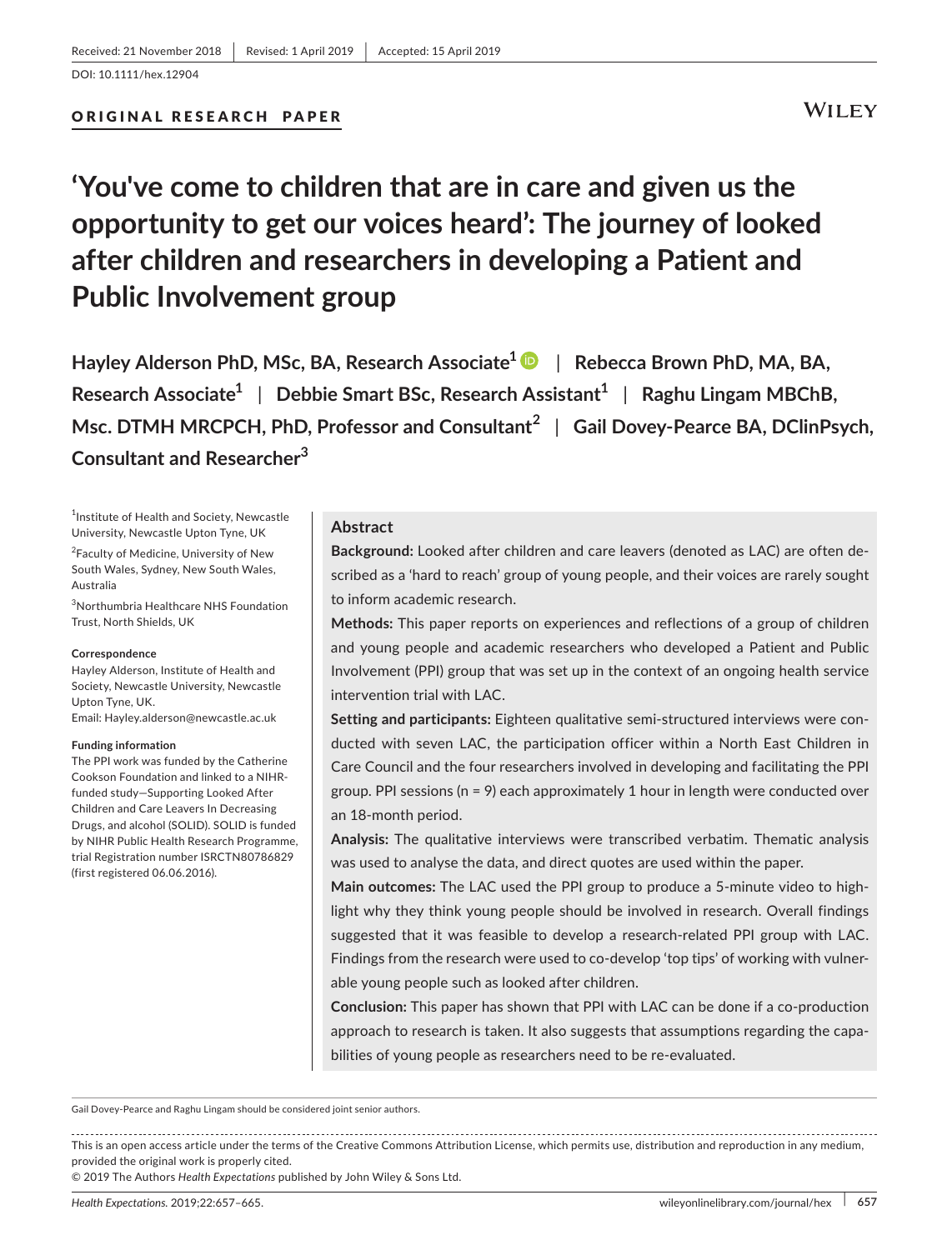Received: 21 November 2018 | Revised: 1 April 2019 | Accepted: 15 April 2019

DOI: 10.1111/hex.12904

ORIGINAL RESEARCH PAPER

# 'You've come to children that are in care and given us the opportunity to get our voices heard': The journey of looked after children and researchers in developing a Patient and Public Involvement group

**Hayley Alderson PhD, MSc, BA, Research Associate[1]** | **Rebecca Brown PhD, MA, BA, Research Associate[1]** | **Debbie Smart BSc, Research Assistant[1]** | **Raghu Lingam MBChB, Msc. DTMH MRCPCH, PhD, Professor and Consultant[2]** | **Gail Dovey-Pearce BA, DClinPsych, Consultant and Researcher[3]**

[1]Institute of Health and Society, Newcastle University, Newcastle Upton Tyne, UK

[2]Faculty of Medicine, University of New South Wales, Sydney, New South Wales, Australia

[3]Northumbria Healthcare NHS Foundation Trust, North Shields, UK

**Correspondence**
Hayley Alderson, Institute of Health and Society, Newcastle University, Newcastle Upton Tyne, UK.
Email: Hayley.alderson@newcastle.ac.uk

**Funding information**
The PPI work was funded by the Catherine Cookson Foundation and linked to a NIHR-funded study—Supporting Looked After Children and Care Leavers In Decreasing Drugs, and alcohol (SOLID). SOLID is funded by NIHR Public Health Research Programme, trial Registration number ISRCTN80786829 (first registered 06.06.2016).

## Abstract

**Background:** Looked after children and care leavers (denoted as LAC) are often described as a 'hard to reach' group of young people, and their voices are rarely sought to inform academic research.

**Methods:** This paper reports on experiences and reflections of a group of children and young people and academic researchers who developed a Patient and Public Involvement (PPI) group that was set up in the context of an ongoing health service intervention trial with LAC.

**Setting and participants:** Eighteen qualitative semi-structured interviews were conducted with seven LAC, the participation officer within a North East Children in Care Council and the four researchers involved in developing and facilitating the PPI group. PPI sessions (n = 9) each approximately 1 hour in length were conducted over an 18-month period.

**Analysis:** The qualitative interviews were transcribed verbatim. Thematic analysis was used to analyse the data, and direct quotes are used within the paper.

**Main outcomes:** The LAC used the PPI group to produce a 5-minute video to highlight why they think young people should be involved in research. Overall findings suggested that it was feasible to develop a research-related PPI group with LAC. Findings from the research were used to co-develop 'top tips' of working with vulnerable young people such as looked after children.

**Conclusion:** This paper has shown that PPI with LAC can be done if a co-production approach to research is taken. It also suggests that assumptions regarding the capabilities of young people as researchers need to be re-evaluated.

Gail Dovey-Pearce and Raghu Lingam should be considered joint senior authors.

This is an open access article under the terms of the Creative Commons Attribution License, which permits use, distribution and reproduction in any medium, provided the original work is properly cited.
© 2019 The Authors *Health Expectations* published by John Wiley & Sons Ltd.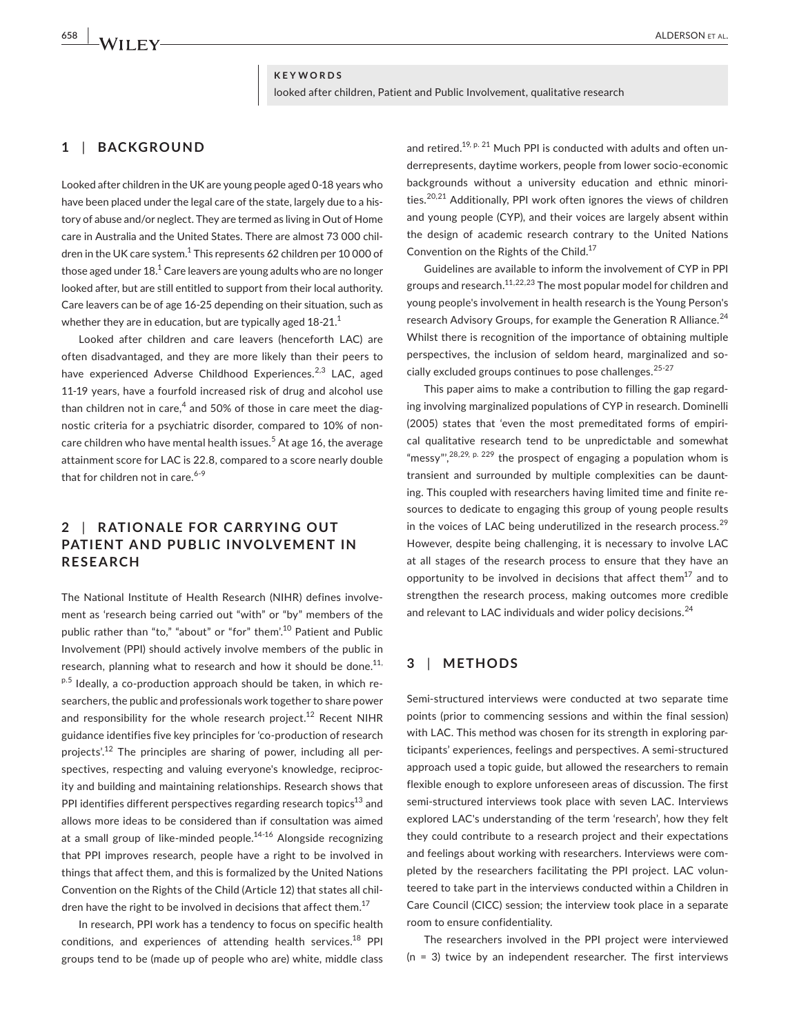**KEYWORDS**

looked after children, Patient and Public Involvement, qualitative research

## 1 | BACKGROUND

Looked after children in the UK are young people aged 0-18 years who have been placed under the legal care of the state, largely due to a history of abuse and/or neglect. They are termed as living in Out of Home care in Australia and the United States. There are almost 73 000 children in the UK care system.[1] This represents 62 children per 10 000 of those aged under 18.[1] Care leavers are young adults who are no longer looked after, but are still entitled to support from their local authority. Care leavers can be of age 16-25 depending on their situation, such as whether they are in education, but are typically aged 18-21.[1]

Looked after children and care leavers (henceforth LAC) are often disadvantaged, and they are more likely than their peers to have experienced Adverse Childhood Experiences.[2,3] LAC, aged 11-19 years, have a fourfold increased risk of drug and alcohol use than children not in care,[4] and 50% of those in care meet the diagnostic criteria for a psychiatric disorder, compared to 10% of non-care children who have mental health issues.[5] At age 16, the average attainment score for LAC is 22.8, compared to a score nearly double that for children not in care.[6-9]

## 2 | RATIONALE FOR CARRYING OUT PATIENT AND PUBLIC INVOLVEMENT IN RESEARCH

The National Institute of Health Research (NIHR) defines involvement as 'research being carried out "with" or "by" members of the public rather than "to," "about" or "for" them'.[10] Patient and Public Involvement (PPI) should actively involve members of the public in research, planning what to research and how it should be done.[11, p.5] Ideally, a co-production approach should be taken, in which researchers, the public and professionals work together to share power and responsibility for the whole research project.[12] Recent NIHR guidance identifies five key principles for 'co-production of research projects'.[12] The principles are sharing of power, including all perspectives, respecting and valuing everyone's knowledge, reciprocity and building and maintaining relationships. Research shows that PPI identifies different perspectives regarding research topics[13] and allows more ideas to be considered than if consultation was aimed at a small group of like-minded people.[14-16] Alongside recognizing that PPI improves research, people have a right to be involved in things that affect them, and this is formalized by the United Nations Convention on the Rights of the Child (Article 12) that states all children have the right to be involved in decisions that affect them.[17]

In research, PPI work has a tendency to focus on specific health conditions, and experiences of attending health services.[18] PPI groups tend to be (made up of people who are) white, middle class and retired.[19, p. 21] Much PPI is conducted with adults and often underrepresents, daytime workers, people from lower socio-economic backgrounds without a university education and ethnic minorities.[20,21] Additionally, PPI work often ignores the views of children and young people (CYP), and their voices are largely absent within the design of academic research contrary to the United Nations Convention on the Rights of the Child.[17]

Guidelines are available to inform the involvement of CYP in PPI groups and research.[11,22,23] The most popular model for children and young people's involvement in health research is the Young Person's research Advisory Groups, for example the Generation R Alliance.[24] Whilst there is recognition of the importance of obtaining multiple perspectives, the inclusion of seldom heard, marginalized and socially excluded groups continues to pose challenges.[25-27]

This paper aims to make a contribution to filling the gap regarding involving marginalized populations of CYP in research. Dominelli (2005) states that 'even the most premeditated forms of empirical qualitative research tend to be unpredictable and somewhat "messy"',[28,29, p. 229] the prospect of engaging a population whom is transient and surrounded by multiple complexities can be daunting. This coupled with researchers having limited time and finite resources to dedicate to engaging this group of young people results in the voices of LAC being underutilized in the research process.[29] However, despite being challenging, it is necessary to involve LAC at all stages of the research process to ensure that they have an opportunity to be involved in decisions that affect them[17] and to strengthen the research process, making outcomes more credible and relevant to LAC individuals and wider policy decisions.[24]

## 3 | METHODS

Semi-structured interviews were conducted at two separate time points (prior to commencing sessions and within the final session) with LAC. This method was chosen for its strength in exploring participants' experiences, feelings and perspectives. A semi-structured approach used a topic guide, but allowed the researchers to remain flexible enough to explore unforeseen areas of discussion. The first semi-structured interviews took place with seven LAC. Interviews explored LAC's understanding of the term 'research', how they felt they could contribute to a research project and their expectations and feelings about working with researchers. Interviews were completed by the researchers facilitating the PPI project. LAC volunteered to take part in the interviews conducted within a Children in Care Council (CICC) session; the interview took place in a separate room to ensure confidentiality.

The researchers involved in the PPI project were interviewed (n = 3) twice by an independent researcher. The first interviews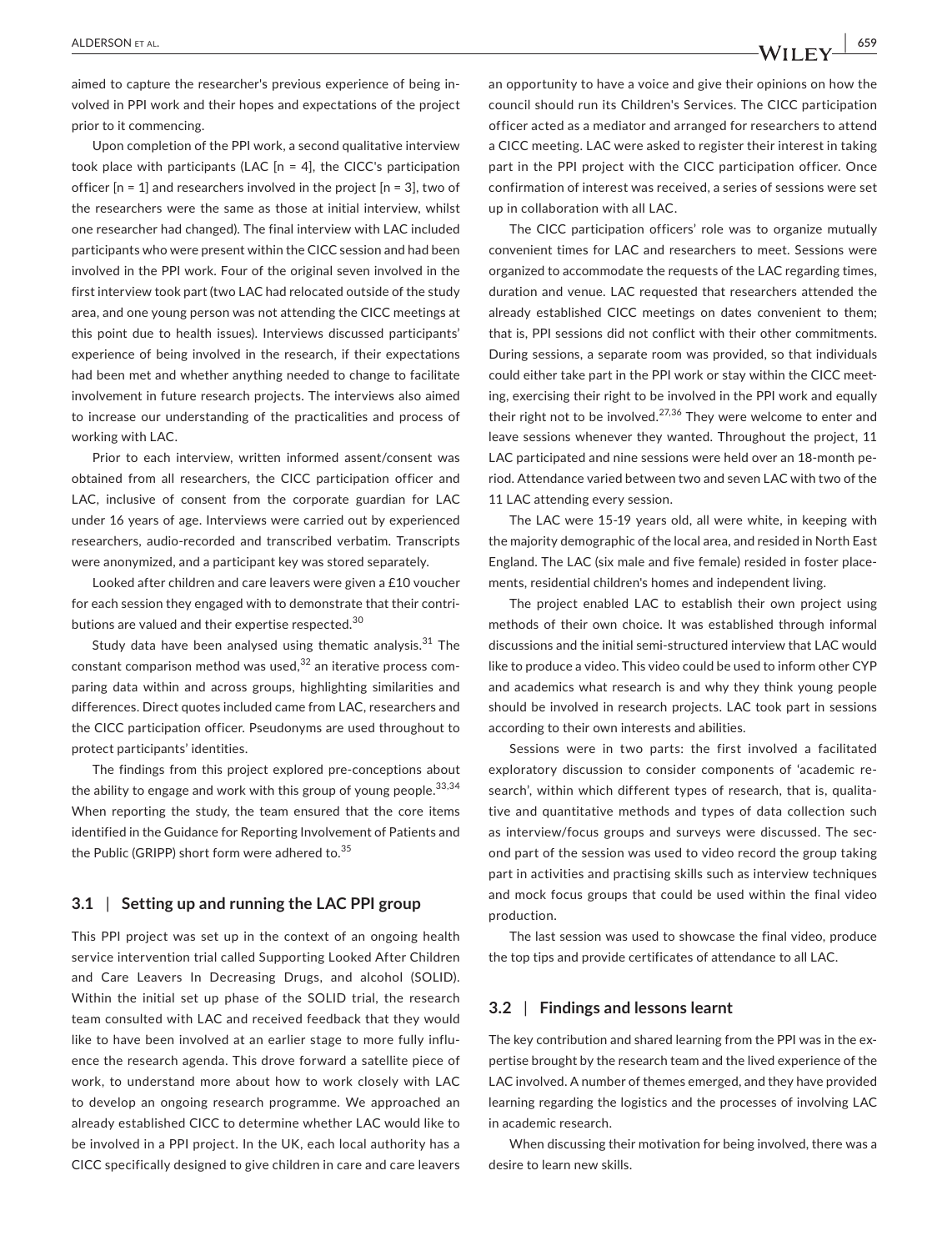aimed to capture the researcher's previous experience of being involved in PPI work and their hopes and expectations of the project prior to it commencing.

Upon completion of the PPI work, a second qualitative interview took place with participants (LAC [n = 4], the CICC's participation officer [n = 1] and researchers involved in the project [n = 3], two of the researchers were the same as those at initial interview, whilst one researcher had changed). The final interview with LAC included participants who were present within the CICC session and had been involved in the PPI work. Four of the original seven involved in the first interview took part (two LAC had relocated outside of the study area, and one young person was not attending the CICC meetings at this point due to health issues). Interviews discussed participants' experience of being involved in the research, if their expectations had been met and whether anything needed to change to facilitate involvement in future research projects. The interviews also aimed to increase our understanding of the practicalities and process of working with LAC.

Prior to each interview, written informed assent/consent was obtained from all researchers, the CICC participation officer and LAC, inclusive of consent from the corporate guardian for LAC under 16 years of age. Interviews were carried out by experienced researchers, audio-recorded and transcribed verbatim. Transcripts were anonymized, and a participant key was stored separately.

Looked after children and care leavers were given a £10 voucher for each session they engaged with to demonstrate that their contributions are valued and their expertise respected.[30]

Study data have been analysed using thematic analysis.[31] The constant comparison method was used,[32] an iterative process comparing data within and across groups, highlighting similarities and differences. Direct quotes included came from LAC, researchers and the CICC participation officer. Pseudonyms are used throughout to protect participants' identities.

The findings from this project explored pre-conceptions about the ability to engage and work with this group of young people.[33,34] When reporting the study, the team ensured that the core items identified in the Guidance for Reporting Involvement of Patients and the Public (GRIPP) short form were adhered to.[35]

### 3.1 | Setting up and running the LAC PPI group

This PPI project was set up in the context of an ongoing health service intervention trial called Supporting Looked After Children and Care Leavers In Decreasing Drugs, and alcohol (SOLID). Within the initial set up phase of the SOLID trial, the research team consulted with LAC and received feedback that they would like to have been involved at an earlier stage to more fully influence the research agenda. This drove forward a satellite piece of work, to understand more about how to work closely with LAC to develop an ongoing research programme. We approached an already established CICC to determine whether LAC would like to be involved in a PPI project. In the UK, each local authority has a CICC specifically designed to give children in care and care leavers an opportunity to have a voice and give their opinions on how the council should run its Children's Services. The CICC participation officer acted as a mediator and arranged for researchers to attend a CICC meeting. LAC were asked to register their interest in taking part in the PPI project with the CICC participation officer. Once confirmation of interest was received, a series of sessions were set up in collaboration with all LAC.

The CICC participation officers' role was to organize mutually convenient times for LAC and researchers to meet. Sessions were organized to accommodate the requests of the LAC regarding times, duration and venue. LAC requested that researchers attended the already established CICC meetings on dates convenient to them; that is, PPI sessions did not conflict with their other commitments. During sessions, a separate room was provided, so that individuals could either take part in the PPI work or stay within the CICC meeting, exercising their right to be involved in the PPI work and equally their right not to be involved.[27,36] They were welcome to enter and leave sessions whenever they wanted. Throughout the project, 11 LAC participated and nine sessions were held over an 18-month period. Attendance varied between two and seven LAC with two of the 11 LAC attending every session.

The LAC were 15-19 years old, all were white, in keeping with the majority demographic of the local area, and resided in North East England. The LAC (six male and five female) resided in foster placements, residential children's homes and independent living.

The project enabled LAC to establish their own project using methods of their own choice. It was established through informal discussions and the initial semi-structured interview that LAC would like to produce a video. This video could be used to inform other CYP and academics what research is and why they think young people should be involved in research projects. LAC took part in sessions according to their own interests and abilities.

Sessions were in two parts: the first involved a facilitated exploratory discussion to consider components of 'academic research', within which different types of research, that is, qualitative and quantitative methods and types of data collection such as interview/focus groups and surveys were discussed. The second part of the session was used to video record the group taking part in activities and practising skills such as interview techniques and mock focus groups that could be used within the final video production.

The last session was used to showcase the final video, produce the top tips and provide certificates of attendance to all LAC.

### 3.2 | Findings and lessons learnt

The key contribution and shared learning from the PPI was in the expertise brought by the research team and the lived experience of the LAC involved. A number of themes emerged, and they have provided learning regarding the logistics and the processes of involving LAC in academic research.

When discussing their motivation for being involved, there was a desire to learn new skills.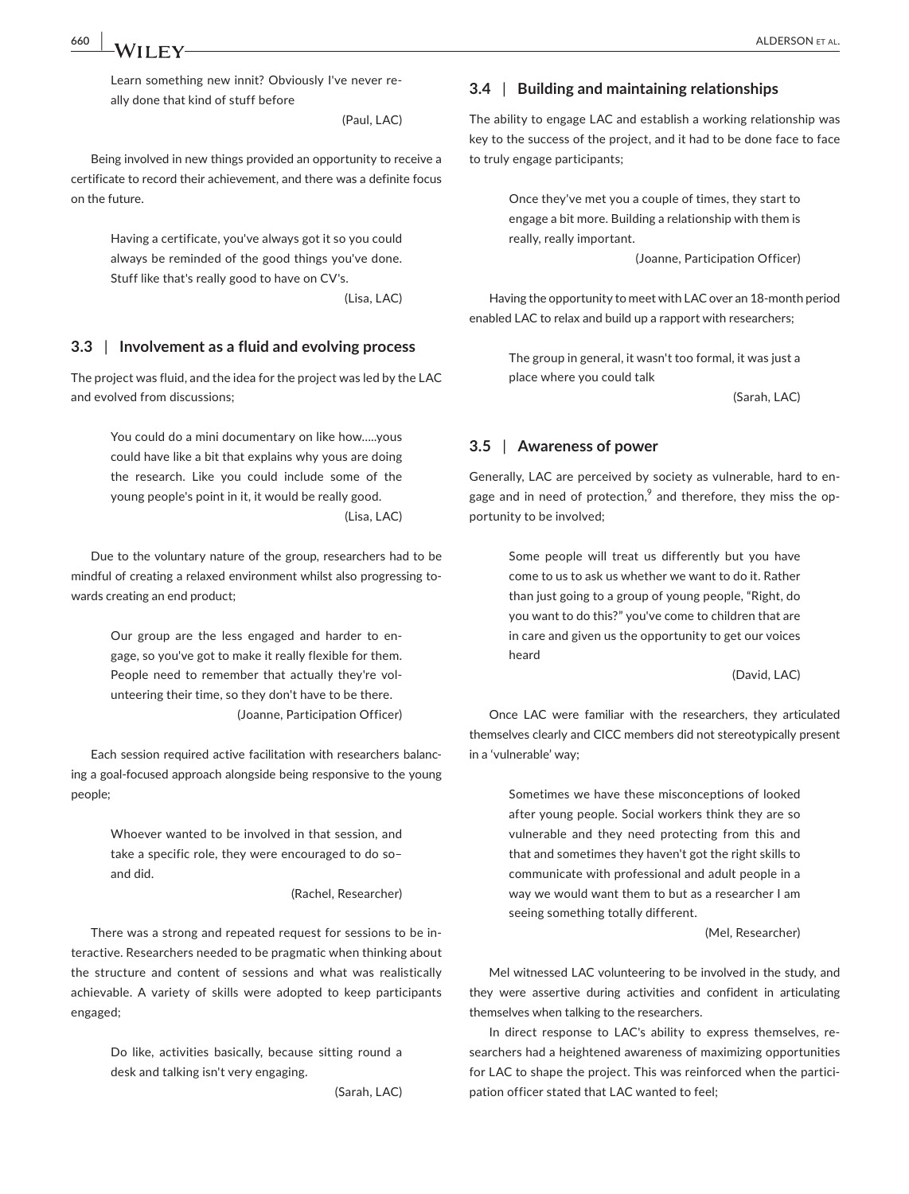> Learn something new innit? Obviously I've never really done that kind of stuff before
>
> (Paul, LAC)

Being involved in new things provided an opportunity to receive a certificate to record their achievement, and there was a definite focus on the future.

> Having a certificate, you've always got it so you could always be reminded of the good things you've done. Stuff like that's really good to have on CV's.
>
> (Lisa, LAC)

### 3.3 | Involvement as a fluid and evolving process

The project was fluid, and the idea for the project was led by the LAC and evolved from discussions;

> You could do a mini documentary on like how.....yous could have like a bit that explains why yous are doing the research. Like you could include some of the young people's point in it, it would be really good.
>
> (Lisa, LAC)

Due to the voluntary nature of the group, researchers had to be mindful of creating a relaxed environment whilst also progressing towards creating an end product;

> Our group are the less engaged and harder to engage, so you've got to make it really flexible for them. People need to remember that actually they're volunteering their time, so they don't have to be there.
>
> (Joanne, Participation Officer)

Each session required active facilitation with researchers balancing a goal-focused approach alongside being responsive to the young people;

> Whoever wanted to be involved in that session, and take a specific role, they were encouraged to do so– and did.
>
> (Rachel, Researcher)

There was a strong and repeated request for sessions to be interactive. Researchers needed to be pragmatic when thinking about the structure and content of sessions and what was realistically achievable. A variety of skills were adopted to keep participants engaged;

> Do like, activities basically, because sitting round a desk and talking isn't very engaging.
>
> (Sarah, LAC)

### 3.4 | Building and maintaining relationships

The ability to engage LAC and establish a working relationship was key to the success of the project, and it had to be done face to face to truly engage participants;

> Once they've met you a couple of times, they start to engage a bit more. Building a relationship with them is really, really important.
>
> (Joanne, Participation Officer)

Having the opportunity to meet with LAC over an 18-month period enabled LAC to relax and build up a rapport with researchers;

> The group in general, it wasn't too formal, it was just a place where you could talk
>
> (Sarah, LAC)

### 3.5 | Awareness of power

Generally, LAC are perceived by society as vulnerable, hard to engage and in need of protection,[9] and therefore, they miss the opportunity to be involved;

> Some people will treat us differently but you have come to us to ask us whether we want to do it. Rather than just going to a group of young people, "Right, do you want to do this?" you've come to children that are in care and given us the opportunity to get our voices heard
>
> (David, LAC)

Once LAC were familiar with the researchers, they articulated themselves clearly and CICC members did not stereotypically present in a 'vulnerable' way;

> Sometimes we have these misconceptions of looked after young people. Social workers think they are so vulnerable and they need protecting from this and that and sometimes they haven't got the right skills to communicate with professional and adult people in a way we would want them to but as a researcher I am seeing something totally different.
>
> (Mel, Researcher)

Mel witnessed LAC volunteering to be involved in the study, and they were assertive during activities and confident in articulating themselves when talking to the researchers.

In direct response to LAC's ability to express themselves, researchers had a heightened awareness of maximizing opportunities for LAC to shape the project. This was reinforced when the participation officer stated that LAC wanted to feel;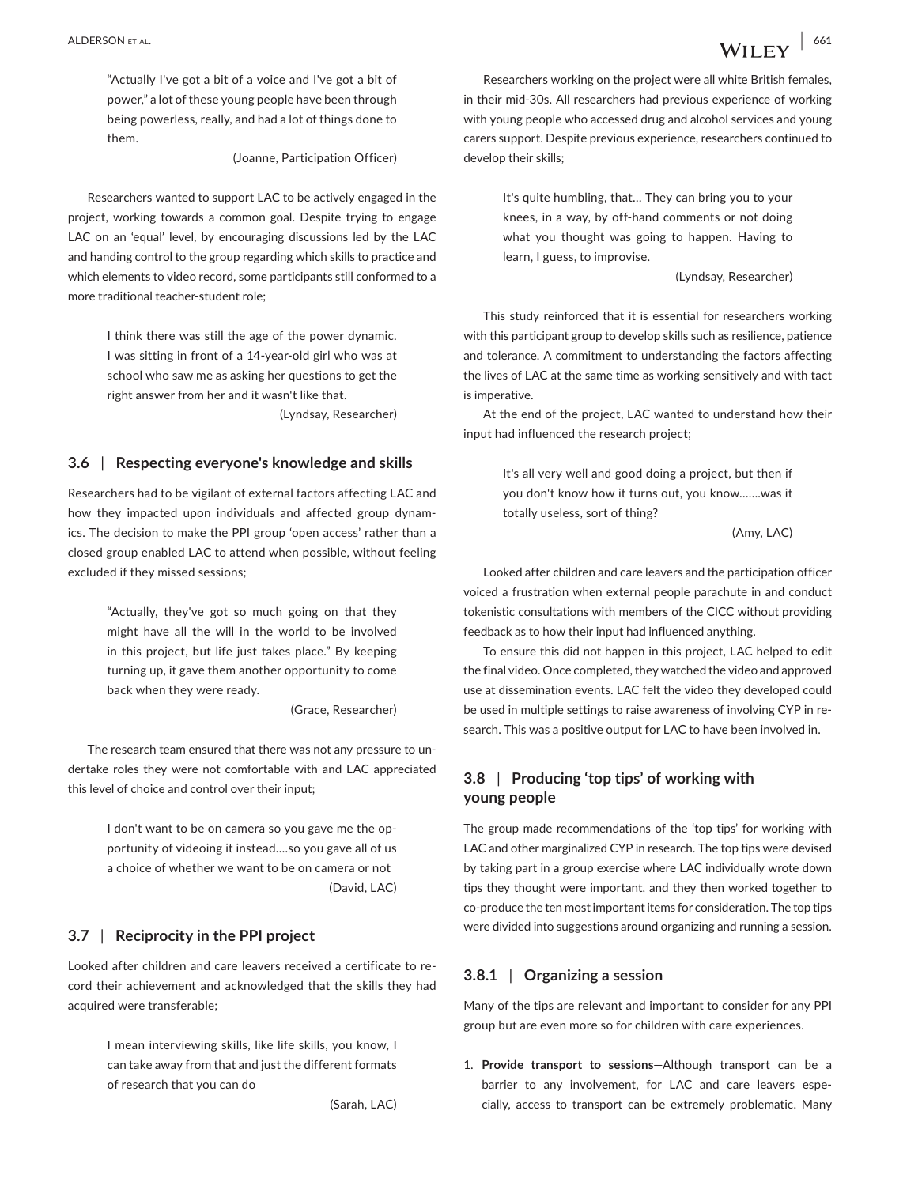> "Actually I've got a bit of a voice and I've got a bit of power," a lot of these young people have been through being powerless, really, and had a lot of things done to them.
>
> (Joanne, Participation Officer)

Researchers wanted to support LAC to be actively engaged in the project, working towards a common goal. Despite trying to engage LAC on an 'equal' level, by encouraging discussions led by the LAC and handing control to the group regarding which skills to practice and which elements to video record, some participants still conformed to a more traditional teacher-student role;

> I think there was still the age of the power dynamic. I was sitting in front of a 14-year-old girl who was at school who saw me as asking her questions to get the right answer from her and it wasn't like that.
>
> (Lyndsay, Researcher)

### 3.6 | Respecting everyone's knowledge and skills

Researchers had to be vigilant of external factors affecting LAC and how they impacted upon individuals and affected group dynamics. The decision to make the PPI group 'open access' rather than a closed group enabled LAC to attend when possible, without feeling excluded if they missed sessions;

> "Actually, they've got so much going on that they might have all the will in the world to be involved in this project, but life just takes place." By keeping turning up, it gave them another opportunity to come back when they were ready.
>
> (Grace, Researcher)

The research team ensured that there was not any pressure to undertake roles they were not comfortable with and LAC appreciated this level of choice and control over their input;

> I don't want to be on camera so you gave me the opportunity of videoing it instead….so you gave all of us a choice of whether we want to be on camera or not
>
> (David, LAC)

### 3.7 | Reciprocity in the PPI project

Looked after children and care leavers received a certificate to record their achievement and acknowledged that the skills they had acquired were transferable;

> I mean interviewing skills, like life skills, you know, I can take away from that and just the different formats of research that you can do
>
> (Sarah, LAC)

Researchers working on the project were all white British females, in their mid-30s. All researchers had previous experience of working with young people who accessed drug and alcohol services and young carers support. Despite previous experience, researchers continued to develop their skills;

> It's quite humbling, that… They can bring you to your knees, in a way, by off-hand comments or not doing what you thought was going to happen. Having to learn, I guess, to improvise.
>
> (Lyndsay, Researcher)

This study reinforced that it is essential for researchers working with this participant group to develop skills such as resilience, patience and tolerance. A commitment to understanding the factors affecting the lives of LAC at the same time as working sensitively and with tact is imperative.

At the end of the project, LAC wanted to understand how their input had influenced the research project;

> It's all very well and good doing a project, but then if you don't know how it turns out, you know…….was it totally useless, sort of thing?
>
> (Amy, LAC)

Looked after children and care leavers and the participation officer voiced a frustration when external people parachute in and conduct tokenistic consultations with members of the CICC without providing feedback as to how their input had influenced anything.

To ensure this did not happen in this project, LAC helped to edit the final video. Once completed, they watched the video and approved use at dissemination events. LAC felt the video they developed could be used in multiple settings to raise awareness of involving CYP in research. This was a positive output for LAC to have been involved in.

### 3.8 | Producing 'top tips' of working with young people

The group made recommendations of the 'top tips' for working with LAC and other marginalized CYP in research. The top tips were devised by taking part in a group exercise where LAC individually wrote down tips they thought were important, and they then worked together to co-produce the ten most important items for consideration. The top tips were divided into suggestions around organizing and running a session.

#### 3.8.1 | Organizing a session

Many of the tips are relevant and important to consider for any PPI group but are even more so for children with care experiences.

1. **Provide transport to sessions**—Although transport can be a barrier to any involvement, for LAC and care leavers especially, access to transport can be extremely problematic. Many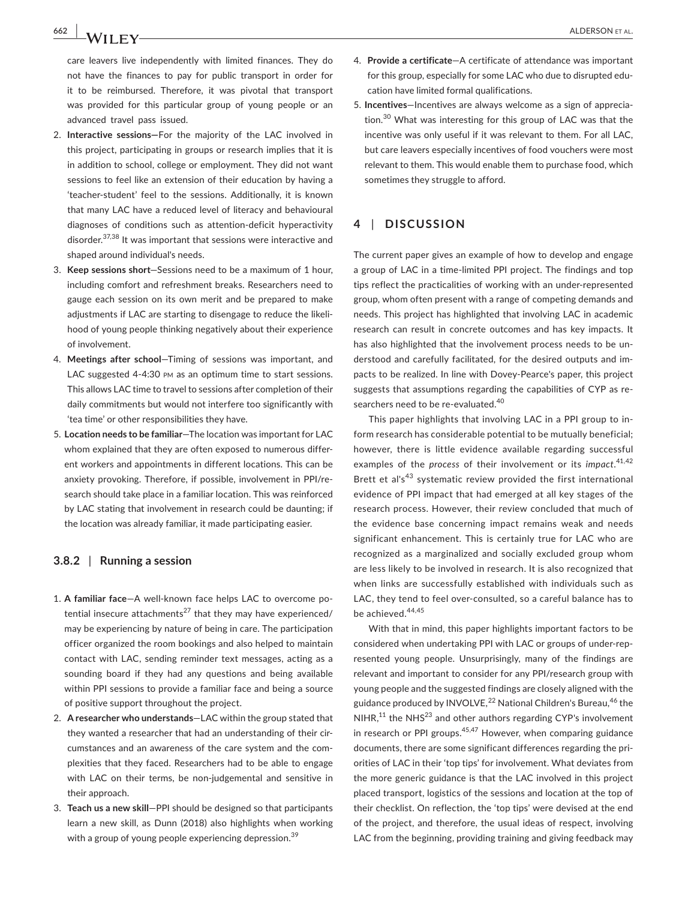care leavers live independently with limited finances. They do not have the finances to pay for public transport in order for it to be reimbursed. Therefore, it was pivotal that transport was provided for this particular group of young people or an advanced travel pass issued.

2. **Interactive sessions—**For the majority of the LAC involved in this project, participating in groups or research implies that it is in addition to school, college or employment. They did not want sessions to feel like an extension of their education by having a 'teacher-student' feel to the sessions. Additionally, it is known that many LAC have a reduced level of literacy and behavioural diagnoses of conditions such as attention-deficit hyperactivity disorder.[37,38] It was important that sessions were interactive and shaped around individual's needs.
3. **Keep sessions short**—Sessions need to be a maximum of 1 hour, including comfort and refreshment breaks. Researchers need to gauge each session on its own merit and be prepared to make adjustments if LAC are starting to disengage to reduce the likelihood of young people thinking negatively about their experience of involvement.
4. **Meetings after school**—Timing of sessions was important, and LAC suggested 4-4:30 PM as an optimum time to start sessions. This allows LAC time to travel to sessions after completion of their daily commitments but would not interfere too significantly with 'tea time' or other responsibilities they have.
5. **Location needs to be familiar**—The location was important for LAC whom explained that they are often exposed to numerous different workers and appointments in different locations. This can be anxiety provoking. Therefore, if possible, involvement in PPI/research should take place in a familiar location. This was reinforced by LAC stating that involvement in research could be daunting; if the location was already familiar, it made participating easier.

### 3.8.2 | Running a session

1. **A familiar face**—A well-known face helps LAC to overcome potential insecure attachments[27] that they may have experienced/may be experiencing by nature of being in care. The participation officer organized the room bookings and also helped to maintain contact with LAC, sending reminder text messages, acting as a sounding board if they had any questions and being available within PPI sessions to provide a familiar face and being a source of positive support throughout the project.
2. **A researcher who understands**—LAC within the group stated that they wanted a researcher that had an understanding of their circumstances and an awareness of the care system and the complexities that they faced. Researchers had to be able to engage with LAC on their terms, be non-judgemental and sensitive in their approach.
3. **Teach us a new skill**—PPI should be designed so that participants learn a new skill, as Dunn (2018) also highlights when working with a group of young people experiencing depression.[39]
4. **Provide a certificate**—A certificate of attendance was important for this group, especially for some LAC who due to disrupted education have limited formal qualifications.
5. **Incentives**—Incentives are always welcome as a sign of appreciation.[30] What was interesting for this group of LAC was that the incentive was only useful if it was relevant to them. For all LAC, but care leavers especially incentives of food vouchers were most relevant to them. This would enable them to purchase food, which sometimes they struggle to afford.

## 4 | DISCUSSION

The current paper gives an example of how to develop and engage a group of LAC in a time-limited PPI project. The findings and top tips reflect the practicalities of working with an under-represented group, whom often present with a range of competing demands and needs. This project has highlighted that involving LAC in academic research can result in concrete outcomes and has key impacts. It has also highlighted that the involvement process needs to be understood and carefully facilitated, for the desired outputs and impacts to be realized. In line with Dovey-Pearce's paper, this project suggests that assumptions regarding the capabilities of CYP as researchers need to be re-evaluated.[40]

This paper highlights that involving LAC in a PPI group to inform research has considerable potential to be mutually beneficial; however, there is little evidence available regarding successful examples of the *process* of their involvement or its *impact*.[41,42] Brett et al's[43] systematic review provided the first international evidence of PPI impact that had emerged at all key stages of the research process. However, their review concluded that much of the evidence base concerning impact remains weak and needs significant enhancement. This is certainly true for LAC who are recognized as a marginalized and socially excluded group whom are less likely to be involved in research. It is also recognized that when links are successfully established with individuals such as LAC, they tend to feel over-consulted, so a careful balance has to be achieved.[44,45]

With that in mind, this paper highlights important factors to be considered when undertaking PPI with LAC or groups of under-represented young people. Unsurprisingly, many of the findings are relevant and important to consider for any PPI/research group with young people and the suggested findings are closely aligned with the guidance produced by INVOLVE,[22] National Children's Bureau,[46] the NIHR,[11] the NHS[23] and other authors regarding CYP's involvement in research or PPI groups.[45,47] However, when comparing guidance documents, there are some significant differences regarding the priorities of LAC in their 'top tips' for involvement. What deviates from the more generic guidance is that the LAC involved in this project placed transport, logistics of the sessions and location at the top of their checklist. On reflection, the 'top tips' were devised at the end of the project, and therefore, the usual ideas of respect, involving LAC from the beginning, providing training and giving feedback may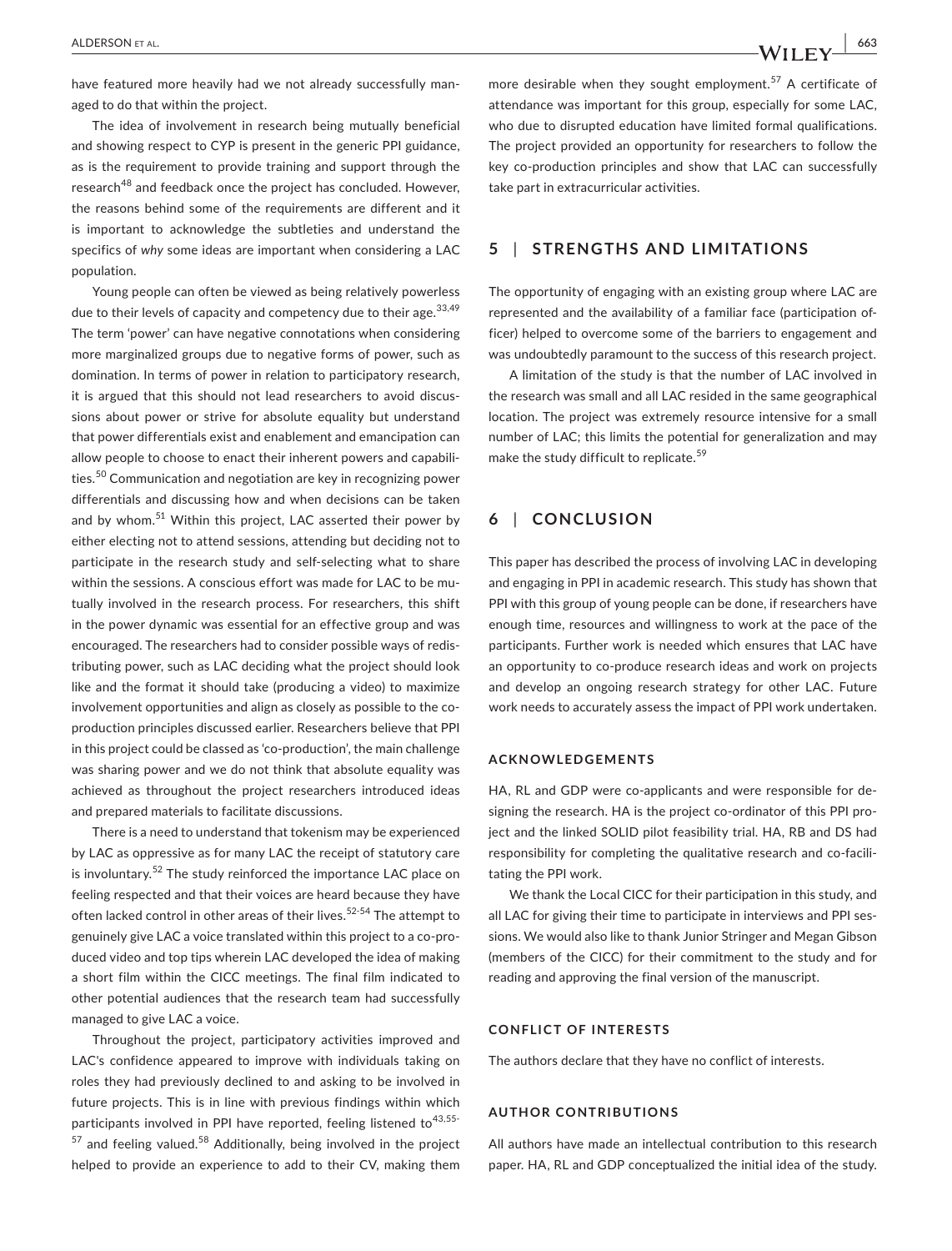have featured more heavily had we not already successfully managed to do that within the project.

The idea of involvement in research being mutually beneficial and showing respect to CYP is present in the generic PPI guidance, as is the requirement to provide training and support through the research[48] and feedback once the project has concluded. However, the reasons behind some of the requirements are different and it is important to acknowledge the subtleties and understand the specifics of *why* some ideas are important when considering a LAC population.

Young people can often be viewed as being relatively powerless due to their levels of capacity and competency due to their age.[33,49] The term 'power' can have negative connotations when considering more marginalized groups due to negative forms of power, such as domination. In terms of power in relation to participatory research, it is argued that this should not lead researchers to avoid discussions about power or strive for absolute equality but understand that power differentials exist and enablement and emancipation can allow people to choose to enact their inherent powers and capabilities.[50] Communication and negotiation are key in recognizing power differentials and discussing how and when decisions can be taken and by whom.[51] Within this project, LAC asserted their power by either electing not to attend sessions, attending but deciding not to participate in the research study and self-selecting what to share within the sessions. A conscious effort was made for LAC to be mutually involved in the research process. For researchers, this shift in the power dynamic was essential for an effective group and was encouraged. The researchers had to consider possible ways of redistributing power, such as LAC deciding what the project should look like and the format it should take (producing a video) to maximize involvement opportunities and align as closely as possible to the co-production principles discussed earlier. Researchers believe that PPI in this project could be classed as 'co-production', the main challenge was sharing power and we do not think that absolute equality was achieved as throughout the project researchers introduced ideas and prepared materials to facilitate discussions.

There is a need to understand that tokenism may be experienced by LAC as oppressive as for many LAC the receipt of statutory care is involuntary.[52] The study reinforced the importance LAC place on feeling respected and that their voices are heard because they have often lacked control in other areas of their lives.[52-54] The attempt to genuinely give LAC a voice translated within this project to a co-produced video and top tips wherein LAC developed the idea of making a short film within the CICC meetings. The final film indicated to other potential audiences that the research team had successfully managed to give LAC a voice.

Throughout the project, participatory activities improved and LAC's confidence appeared to improve with individuals taking on roles they had previously declined to and asking to be involved in future projects. This is in line with previous findings within which participants involved in PPI have reported, feeling listened to[43,55-57] and feeling valued.[58] Additionally, being involved in the project helped to provide an experience to add to their CV, making them more desirable when they sought employment.[57] A certificate of attendance was important for this group, especially for some LAC, who due to disrupted education have limited formal qualifications. The project provided an opportunity for researchers to follow the key co-production principles and show that LAC can successfully take part in extracurricular activities.

## 5 | STRENGTHS AND LIMITATIONS

The opportunity of engaging with an existing group where LAC are represented and the availability of a familiar face (participation officer) helped to overcome some of the barriers to engagement and was undoubtedly paramount to the success of this research project.

A limitation of the study is that the number of LAC involved in the research was small and all LAC resided in the same geographical location. The project was extremely resource intensive for a small number of LAC; this limits the potential for generalization and may make the study difficult to replicate.[59]

## 6 | CONCLUSION

This paper has described the process of involving LAC in developing and engaging in PPI in academic research. This study has shown that PPI with this group of young people can be done, if researchers have enough time, resources and willingness to work at the pace of the participants. Further work is needed which ensures that LAC have an opportunity to co-produce research ideas and work on projects and develop an ongoing research strategy for other LAC. Future work needs to accurately assess the impact of PPI work undertaken.

### ACKNOWLEDGEMENTS

HA, RL and GDP were co-applicants and were responsible for designing the research. HA is the project co-ordinator of this PPI project and the linked SOLID pilot feasibility trial. HA, RB and DS had responsibility for completing the qualitative research and co-facilitating the PPI work.

We thank the Local CICC for their participation in this study, and all LAC for giving their time to participate in interviews and PPI sessions. We would also like to thank Junior Stringer and Megan Gibson (members of the CICC) for their commitment to the study and for reading and approving the final version of the manuscript.

### CONFLICT OF INTERESTS

The authors declare that they have no conflict of interests.

### AUTHOR CONTRIBUTIONS

All authors have made an intellectual contribution to this research paper. HA, RL and GDP conceptualized the initial idea of the study.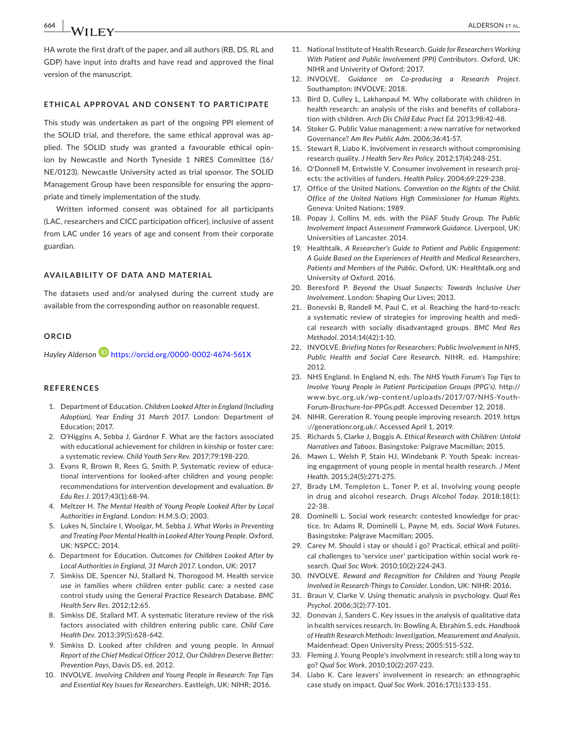HA wrote the first draft of the paper, and all authors (RB, DS, RL and GDP) have input into drafts and have read and approved the final version of the manuscript.

## ETHICAL APPROVAL AND CONSENT TO PARTICIPATE

This study was undertaken as part of the ongoing PPI element of the SOLID trial, and therefore, the same ethical approval was applied. The SOLID study was granted a favourable ethical opinion by Newcastle and North Tyneside 1 NRES Committee (16/NE/0123). Newcastle University acted as trial sponsor. The SOLID Management Group have been responsible for ensuring the appropriate and timely implementation of the study.

Written informed consent was obtained for all participants (LAC, researchers and CICC participation officer), inclusive of assent from LAC under 16 years of age and consent from their corporate guardian.

## AVAILABILITY OF DATA AND MATERIAL

The datasets used and/or analysed during the current study are available from the corresponding author on reasonable request.

## ORCID

*Hayley Alderson* https://orcid.org/0000-0002-4674-561X

## REFERENCES

1. Department of Education. *Children Looked After in England (Including Adoption), Year Ending 31 March 2017*. London: Department of Education; 2017.
2. O'Higgins A, Sebba J, Gardner F. What are the factors associated with educational achievement for children in kinship or foster care: a systematic review. *Child Youth Serv Rev*. 2017;79:198-220.
3. Evans R, Brown R, Rees G, Smith P. Systematic review of educational interventions for looked-after children and young people: recommendations for intervention development and evaluation. *Br Edu Res J*. 2017;43(1):68-94.
4. Meltzer H. *The Mental Health of Young People Looked After by Local Authorities in England*. London: H.M.S.O; 2003.
5. Lukes N, Sinclaire I, Woolgar, M, Sebba J. *What Works in Preventing and Treating Poor Mental Health in Looked After Young People*. Oxford, UK: NSPCC; 2014.
6. Department for Education. *Outcomes for Chilldren Looked After by Local Authorities in England, 31 March 2017*. London, UK: 2017
7. Simkiss DE, Spencer NJ, Stallard N, Thorogood M. Health service use in families where children enter public care: a nested case control study using the General Practice Research Database. *BMC Health Serv Res*. 2012;12:65.
8. Simkiss DE, Stallard MT. A systematic literature review of the risk factors associated with children entering public care. *Child Care Health Dev*. 2013;39(5):628-642.
9. Simkiss D. Looked after children and young people. In *Annual Report of the Chief Medical Officer 2012, Our Children Deserve Better: Prevention Pays*, Davis DS, ed. 2012.
10. INVOLVE. *Involving Children and Young People in Research: Top Tips and Essential Key Issues for Researchers*. Eastleigh, UK: NIHR; 2016.
11. National Institute of Health Research. *Guide for Researchers Working With Patient and Public Involvement (PPI) Contributors*. Oxford, UK: NIHR and Univerity of Oxford; 2017.
12. INVOLVE. *Guidance on Co-producing a Research Project*. Southampton: INVOLVE; 2018.
13. Bird D, Culley L, Lakhanpaul M. Why collaborate with children in health research: an analysis of the risks and benefits of collaboration with children. *Arch Dis Child Educ Pract Ed*. 2013;98:42-48.
14. Stoker G. Public Value management: a new narrative for networked Governance? *Am Rev Public Adm*. 2006;36:41-57.
15. Stewart R, Liabo K. Involvement in research without compromising research quality. *J Health Serv Res Policy*. 2012;17(4):248-251.
16. O'Donnell M, Entwistle V. Consumer involvement in research projects: the activities of funders. *Health Policy*. 2004;69:229-238.
17. Office of the United Nations. *Convention on the Rights of the Child. Office of the United Nations High Commissioner for Human Rights*. Geneva: United Nations; 1989.
18. Popay J, Collins M, eds. with the PiiAF Study Group. *The Public Involvement Impact Assessment Framework Guidance*. Liverpool, UK: Universities of Lancaster. 2014.
19. Healthtalk. *A Researcher's Guide to Patient and Public Engagement: A Guide Based on the Experiences of Health and Medical Researchers, Patients and Members of the Public*. Oxford, UK: Healthtalk.org and University of Oxford. 2016.
20. Beresford P. *Beyond the Usual Suspects: Towards Inclusive User Involvement*. London: Shaping Our Lives; 2013.
21. Bonevski B, Randell M, Paul C, et al. Reaching the hard-to-reach: a systematic review of strategies for improving health and medical research with socially disadvantaged groups. *BMC Med Res Methodol*. 2014;14(42):1-10.
22. INVOLVE. *Briefing Notes for Researchers: Public Involvement in NHS, Public Health and Social Care Research*. NIHR, ed. Hampshire; 2012.
23. NHS England. In England N, eds. *The NHS Youth Forum's Top Tips to Involve Young People in Patient Participation Groups (PPG's)*. http://www.byc.org.uk/wp-content/uploads/2017/07/NHS-Youth-Forum-Brochure-for-PPGs.pdf. Accessed December 12, 2018.
24. NIHR. Gereration R. Young people improving research. 2019. https://generationr.org.uk/. Accessed April 1, 2019.
25. Richards S, Clarke J, Boggis A. *Ethical Research with Children: Untold Narratives and Taboos*. Basingstoke: Palgrave Macmillan; 2015.
26. Mawn L, Welsh P, Stain HJ, Windebank P. Youth Speak: increasing engagement of young people in mental health research. *J Ment Health*. 2015;24(5):271-275.
27. Brady LM, Templeton L, Toner P, et al. Involving young people in drug and alcohol research. *Drugs Alcohol Today*. 2018;18(1):22-38.
28. Dominelli L. Social work research: contested knowledge for practice. In: Adams R, Dominelli L, Payne M, eds. *Social Work Futures*. Basingstoke: Palgrave Macmillan; 2005.
29. Carey M. Should i stay or should i go? Practical, ethical and political challenges to 'service user' participation within social work research. *Qual Soc Work*. 2010;10(2):224-243.
30. INVOLVE. *Reward and Recognition for Children and Young People Involved in Research-Things to Consider*. London, UK: NIHR: 2016.
31. Braun V, Clarke V. Using thematic analysis in psychology. *Qual Res Psychol*. 2006;3(2):77-101.
32. Donovan J, Sanders C. Key issues in the analysis of qualitative data in health services research. In: Bowling A, Ebrahim S, eds. *Handbook of Health Research Methods: Investigation, Measurement and Analysis*. Maidenhead: Open University Press; 2005:515-532.
33. Fleming J. Young People's involvment in research: still a long way to go? *Qual Soc Work*. 2010;10(2):207-223.
34. Liabo K. Care leavers' involvement in research: an ethnographic case study on impact. *Qual Soc Work*. 2016;17(1):133-151.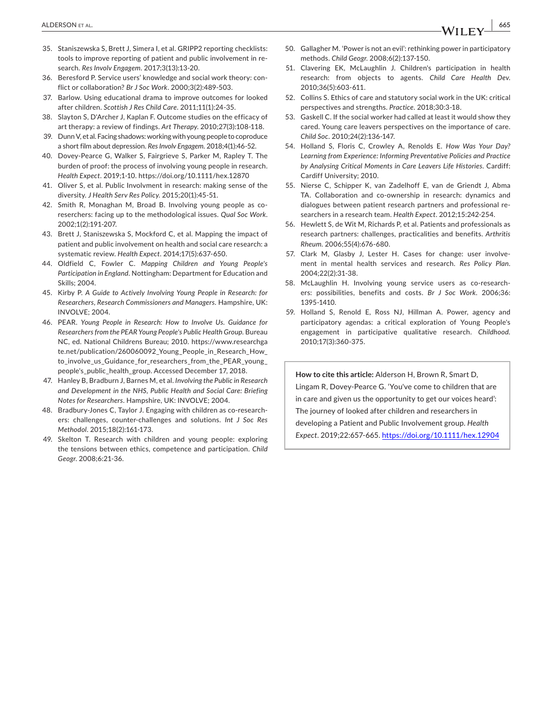35. Staniszewska S, Brett J, Simera I, et al. GRIPP2 reporting checklists: tools to improve reporting of patient and public involvement in research. *Res Involv Engagem*. 2017;3(13):13-20.
36. Beresford P. Service users' knowledge and social work theory: conflict or collaboration? *Br J Soc Work*. 2000;3(2):489-503.
37. Barlow. Using educational drama to improve outcomes for looked after children. *Scottish J Res Child Care*. 2011;11(1):24-35.
38. Slayton S, D'Archer J, Kaplan F. Outcome studies on the efficacy of art therapy: a review of findings. *Art Therapy*. 2010;27(3):108-118.
39. Dunn V, et al. Facing shadows: working with young people to coproduce a short film about depression. *Res Involv Engagem*. 2018;4(1):46-52.
40. Dovey-Pearce G, Walker S, Fairgrieve S, Parker M, Rapley T. The burden of proof: the process of involving young people in research. *Health Expect*. 2019;1-10. https://doi.org/10.1111/hex.12870
41. Oliver S, et al. Public Involvment in research: making sense of the diversity. *J Health Serv Res Policy*. 2015;20(1):45-51.
42. Smith R, Monaghan M, Broad B. Involving young people as co-reserchers: facing up to the methodological issues. *Qual Soc Work*. 2002;1(2):191-207.
43. Brett J, Staniszewska S, Mockford C, et al. Mapping the impact of patient and public involvement on health and social care research: a systematic review. *Health Expect*. 2014;17(5):637-650.
44. Oldfield C, Fowler C. *Mapping Children and Young People's Participation in England*. Nottingham: Department for Education and Skills; 2004.
45. Kirby P. *A Guide to Actively Involving Young People in Research: for Researchers, Research Commissioners and Managers*. Hampshire, UK: INVOLVE; 2004.
46. PEAR. *Young People in Research: How to Involve Us. Guidance for Researchers from the PEAR Young People's Public Health Group*. Bureau NC, ed. National Childrens Bureau; 2010. https://www.researchgate.net/publication/260060092_Young_People_in_Research_How_to_involve_us_Guidance_for_researchers_from_the_PEAR_young_people's_public_health_group. Accessed December 17, 2018.
47. Hanley B, Bradburn J, Barnes M, et al. *Involving the Public in Research and Development in the NHS, Public Health and Social Care: Briefing Notes for Researchers*. Hampshire, UK: INVOLVE; 2004.
48. Bradbury-Jones C, Taylor J. Engaging with children as co-researchers: challenges, counter-challenges and solutions. *Int J Soc Res Methodol*. 2015;18(2):161-173.
49. Skelton T. Research with children and young people: exploring the tensions between ethics, competence and participation. *Child Geogr*. 2008;6:21-36.
50. Gallagher M. 'Power is not an evil': rethinking power in participatory methods. *Child Geogr*. 2008;6(2):137-150.
51. Clavering EK, McLaughlin J. Children's participation in health research: from objects to agents. *Child Care Health Dev*. 2010;36(5):603-611.
52. Collins S. Ethics of care and statutory social work in the UK: critical perspectives and strengths. *Practice*. 2018;30:3-18.
53. Gaskell C. If the social worker had called at least it would show they cared. Young care leavers perspectives on the importance of care. *Child Soc*. 2010;24(2):136-147.
54. Holland S, Floris C, Crowley A, Renolds E. *How Was Your Day? Learning from Experience: Informing Preventative Policies and Practice by Analysing Critical Moments in Care Leavers Life Histories*. Cardiff: Cardiff University; 2010.
55. Nierse C, Schipper K, van Zadelhoff E, van de Griendt J, Abma TA. Collaboration and co-ownership in research: dynamics and dialogues between patient research partners and professional researchers in a research team. *Health Expect*. 2012;15:242-254.
56. Hewlett S, de Wit M, Richards P, et al. Patients and professionals as research partners: challenges, practicalities and benefits. *Arthritis Rheum*. 2006;55(4):676-680.
57. Clark M, Glasby J, Lester H. Cases for change: user involvement in mental health services and research. *Res Policy Plan*. 2004;22(2):31-38.
58. McLaughlin H. Involving young service users as co-researchers: possibilities, benefits and costs. *Br J Soc Work*. 2006;36:1395-1410.
59. Holland S, Renold E, Ross NJ, Hillman A. Power, agency and participatory agendas: a critical exploration of Young People's engagement in participative qualitative research. *Childhood*. 2010;17(3):360-375.

**How to cite this article:** Alderson H, Brown R, Smart D, Lingam R, Dovey-Pearce G. 'You've come to children that are in care and given us the opportunity to get our voices heard': The journey of looked after children and researchers in developing a Patient and Public Involvement group. *Health Expect*. 2019;22:657-665. https://doi.org/10.1111/hex.12904